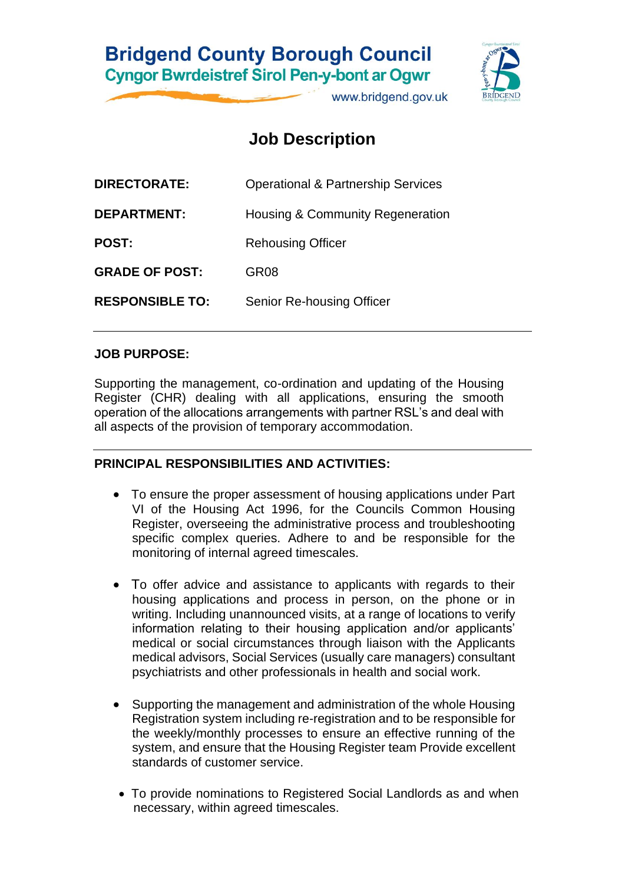**Bridgend County Borough Council**
**Cyngor Bwrdeistref Sirol Pen-y-bont ar Ogwr**
www.bridgend.gov.uk

# Job Description

| | |
|---|---|
| **DIRECTORATE:** | Operational & Partnership Services |
| **DEPARTMENT:** | Housing & Community Regeneration |
| **POST:** | Rehousing Officer |
| **GRADE OF POST:** | GR08 |
| **RESPONSIBLE TO:** | Senior Re-housing Officer |

---

## JOB PURPOSE:

Supporting the management, co-ordination and updating of the Housing Register (CHR) dealing with all applications, ensuring the smooth operation of the allocations arrangements with partner RSL's and deal with all aspects of the provision of temporary accommodation.

---

## PRINCIPAL RESPONSIBILITIES AND ACTIVITIES:

- To ensure the proper assessment of housing applications under Part VI of the Housing Act 1996, for the Councils Common Housing Register, overseeing the administrative process and troubleshooting specific complex queries. Adhere to and be responsible for the monitoring of internal agreed timescales.

- To offer advice and assistance to applicants with regards to their housing applications and process in person, on the phone or in writing. Including unannounced visits, at a range of locations to verify information relating to their housing application and/or applicants' medical or social circumstances through liaison with the Applicants medical advisors, Social Services (usually care managers) consultant psychiatrists and other professionals in health and social work.

- Supporting the management and administration of the whole Housing Registration system including re-registration and to be responsible for the weekly/monthly processes to ensure an effective running of the system, and ensure that the Housing Register team Provide excellent standards of customer service.

- To provide nominations to Registered Social Landlords as and when necessary, within agreed timescales.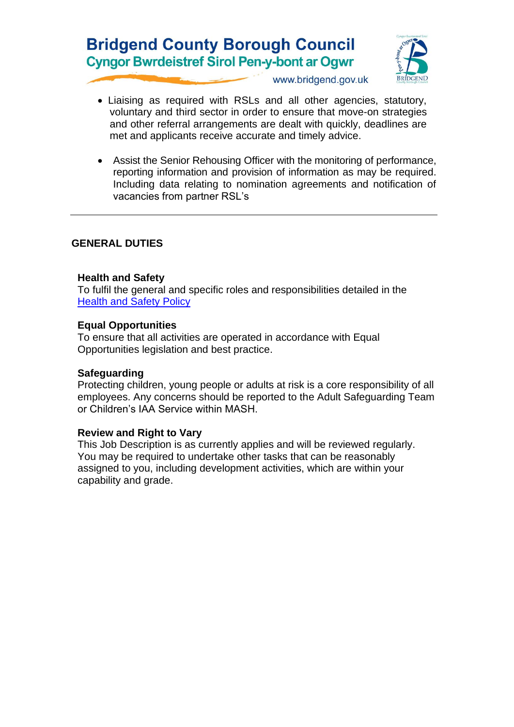- Liaising as required with RSLs and all other agencies, statutory, voluntary and third sector in order to ensure that move-on strategies and other referral arrangements are dealt with quickly, deadlines are met and applicants receive accurate and timely advice.

- Assist the Senior Rehousing Officer with the monitoring of performance, reporting information and provision of information as may be required. Including data relating to nomination agreements and notification of vacancies from partner RSL's

---

## GENERAL DUTIES

### Health and Safety

To fulfil the general and specific roles and responsibilities detailed in the Health and Safety Policy

### Equal Opportunities

To ensure that all activities are operated in accordance with Equal Opportunities legislation and best practice.

### Safeguarding

Protecting children, young people or adults at risk is a core responsibility of all employees. Any concerns should be reported to the Adult Safeguarding Team or Children's IAA Service within MASH.

### Review and Right to Vary

This Job Description is as currently applies and will be reviewed regularly. You may be required to undertake other tasks that can be reasonably assigned to you, including development activities, which are within your capability and grade.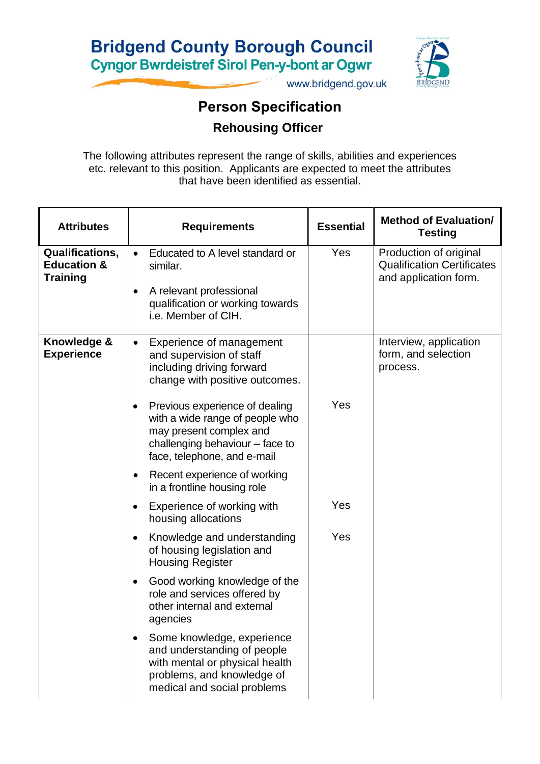Bridgend County Borough Council
Cyngor Bwrdeistref Sirol Pen-y-bont ar Ogwr
www.bridgend.gov.uk

# Person Specification

## Rehousing Officer

The following attributes represent the range of skills, abilities and experiences etc. relevant to this position. Applicants are expected to meet the attributes that have been identified as essential.

| Attributes | Requirements | Essential | Method of Evaluation/ Testing |
|---|---|---|---|
| **Qualifications, Education & Training** | • Educated to A level standard or similar. | Yes | Production of original Qualification Certificates and application form. |
| | • A relevant professional qualification or working towards i.e. Member of CIH. | | |
| **Knowledge & Experience** | • Experience of management and supervision of staff including driving forward change with positive outcomes. | | Interview, application form, and selection process. |
| | • Previous experience of dealing with a wide range of people who may present complex and challenging behaviour – face to face, telephone, and e-mail | Yes | |
| | • Recent experience of working in a frontline housing role | | |
| | • Experience of working with housing allocations | Yes | |
| | • Knowledge and understanding of housing legislation and Housing Register | Yes | |
| | • Good working knowledge of the role and services offered by other internal and external agencies | | |
| | • Some knowledge, experience and understanding of people with mental or physical health problems, and knowledge of medical and social problems | | |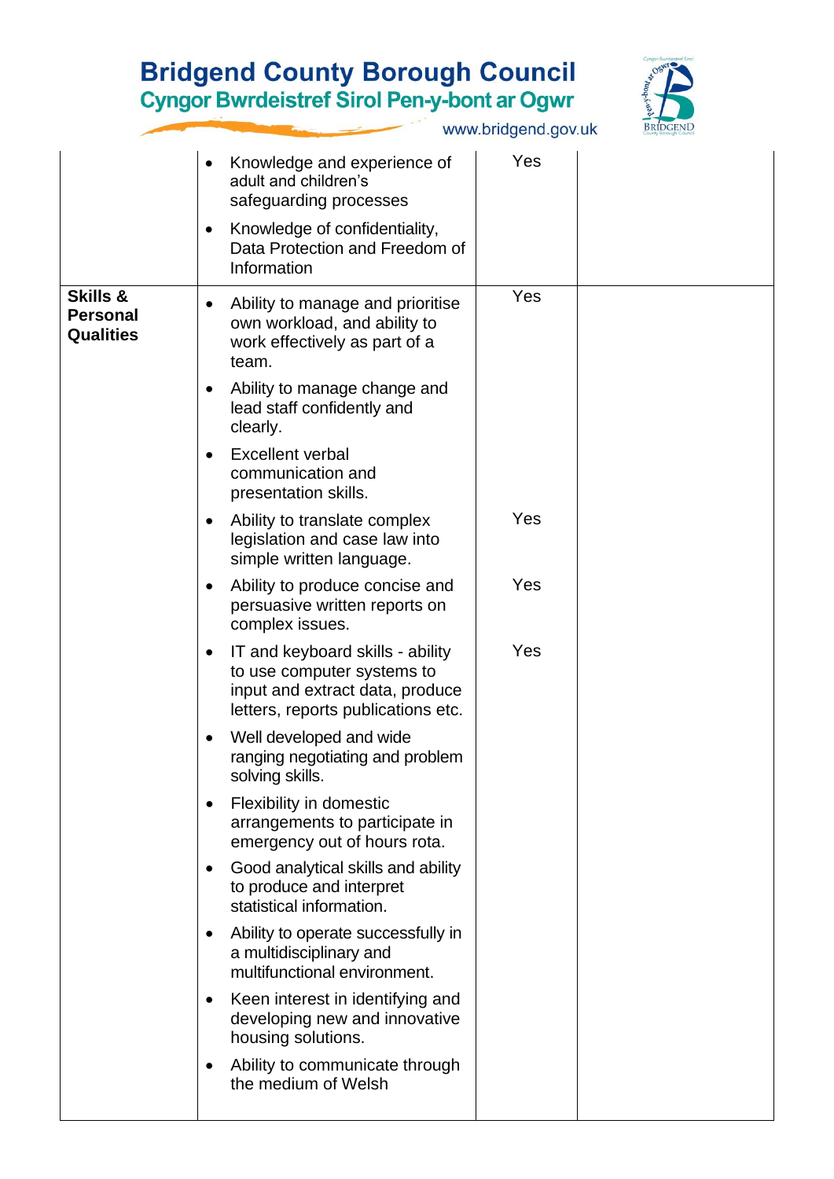| | | | |
|---|---|---|---|
| | • Knowledge and experience of adult and children's safeguarding processes<br>• Knowledge of confidentiality, Data Protection and Freedom of Information | Yes | |
| **Skills & Personal Qualities** | • Ability to manage and prioritise own workload, and ability to work effectively as part of a team.<br>• Ability to manage change and lead staff confidently and clearly.<br>• Excellent verbal communication and presentation skills. | Yes | |
| | • Ability to translate complex legislation and case law into simple written language. | Yes | |
| | • Ability to produce concise and persuasive written reports on complex issues. | Yes | |
| | • IT and keyboard skills - ability to use computer systems to input and extract data, produce letters, reports publications etc.<br>• Well developed and wide ranging negotiating and problem solving skills.<br>• Flexibility in domestic arrangements to participate in emergency out of hours rota.<br>• Good analytical skills and ability to produce and interpret statistical information.<br>• Ability to operate successfully in a multidisciplinary and multifunctional environment.<br>• Keen interest in identifying and developing new and innovative housing solutions.<br>• Ability to communicate through the medium of Welsh | Yes | |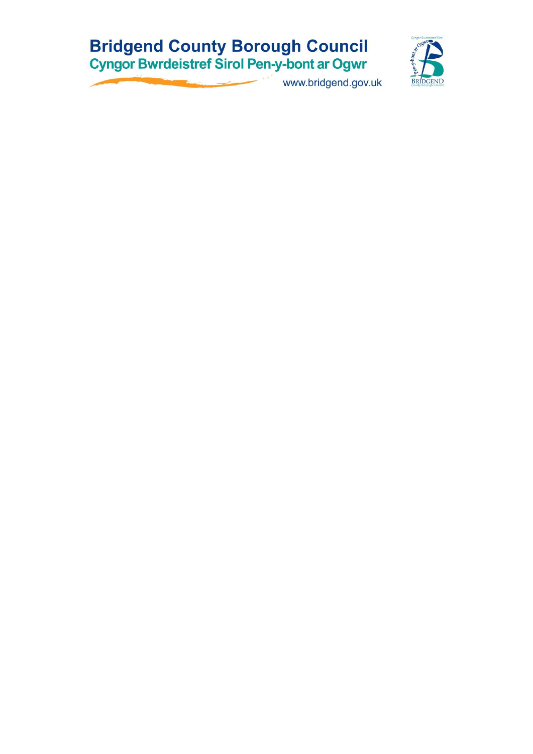**Bridgend County Borough Council**
**Cyngor Bwrdeistref Sirol Pen-y-bont ar Ogwr**

www.bridgend.gov.uk